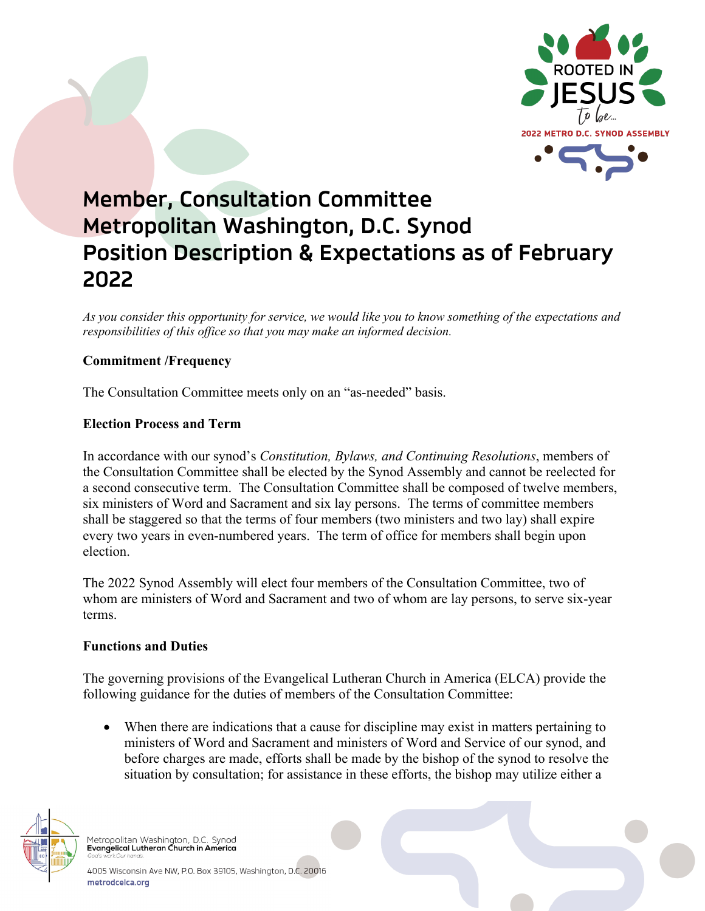# Member, Consultation Committee Metropolitan Washington, D.C. Synod Position Description & Expectations as of February 2022

*As you consider this opportunity for service, we would like you to know something of the expectations and responsibilities of this office so that you may make an informed decision.*

**Commitment /Frequency**

The Consultation Committee meets only on an "as-needed" basis.

**Election Process and Term**

In accordance with our synod's *Constitution, Bylaws, and Continuing Resolutions*, members of the Consultation Committee shall be elected by the Synod Assembly and cannot be reelected for a second consecutive term. The Consultation Committee shall be composed of twelve members, six ministers of Word and Sacrament and six lay persons. The terms of committee members shall be staggered so that the terms of four members (two ministers and two lay) shall expire every two years in even-numbered years. The term of office for members shall begin upon election.

The 2022 Synod Assembly will elect four members of the Consultation Committee, two of whom are ministers of Word and Sacrament and two of whom are lay persons, to serve six-year terms.

**Functions and Duties**

The governing provisions of the Evangelical Lutheran Church in America (ELCA) provide the following guidance for the duties of members of the Consultation Committee:

- When there are indications that a cause for discipline may exist in matters pertaining to ministers of Word and Sacrament and ministers of Word and Service of our synod, and before charges are made, efforts shall be made by the bishop of the synod to resolve the situation by consultation; for assistance in these efforts, the bishop may utilize either a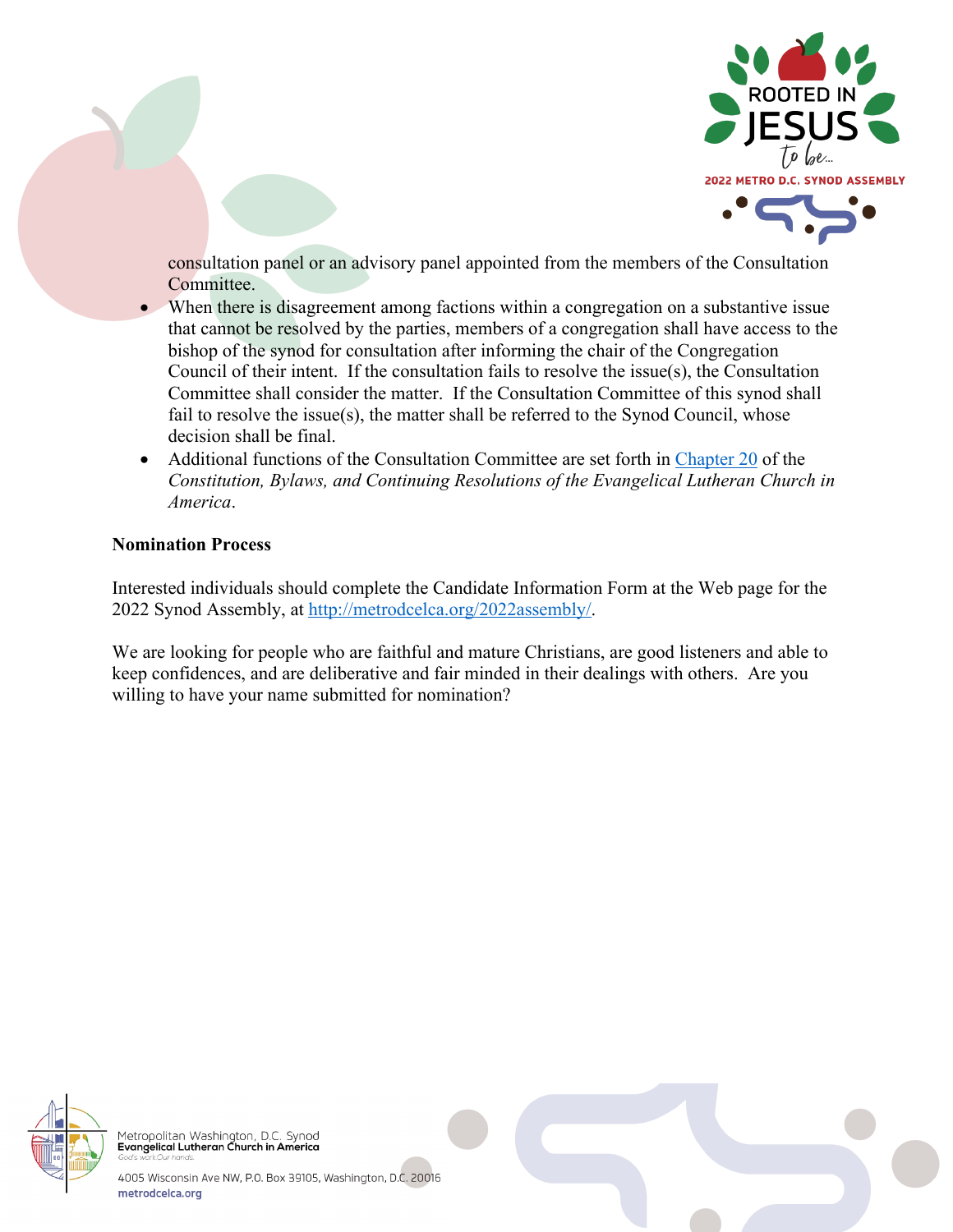consultation panel or an advisory panel appointed from the members of the Consultation Committee.

- When there is disagreement among factions within a congregation on a substantive issue that cannot be resolved by the parties, members of a congregation shall have access to the bishop of the synod for consultation after informing the chair of the Congregation Council of their intent. If the consultation fails to resolve the issue(s), the Consultation Committee shall consider the matter. If the Consultation Committee of this synod shall fail to resolve the issue(s), the matter shall be referred to the Synod Council, whose decision shall be final.
- Additional functions of the Consultation Committee are set forth in Chapter 20 of the *Constitution, Bylaws, and Continuing Resolutions of the Evangelical Lutheran Church in America*.

**Nomination Process**

Interested individuals should complete the Candidate Information Form at the Web page for the 2022 Synod Assembly, at http://metrodcelca.org/2022assembly/.

We are looking for people who are faithful and mature Christians, are good listeners and able to keep confidences, and are deliberative and fair minded in their dealings with others. Are you willing to have your name submitted for nomination?